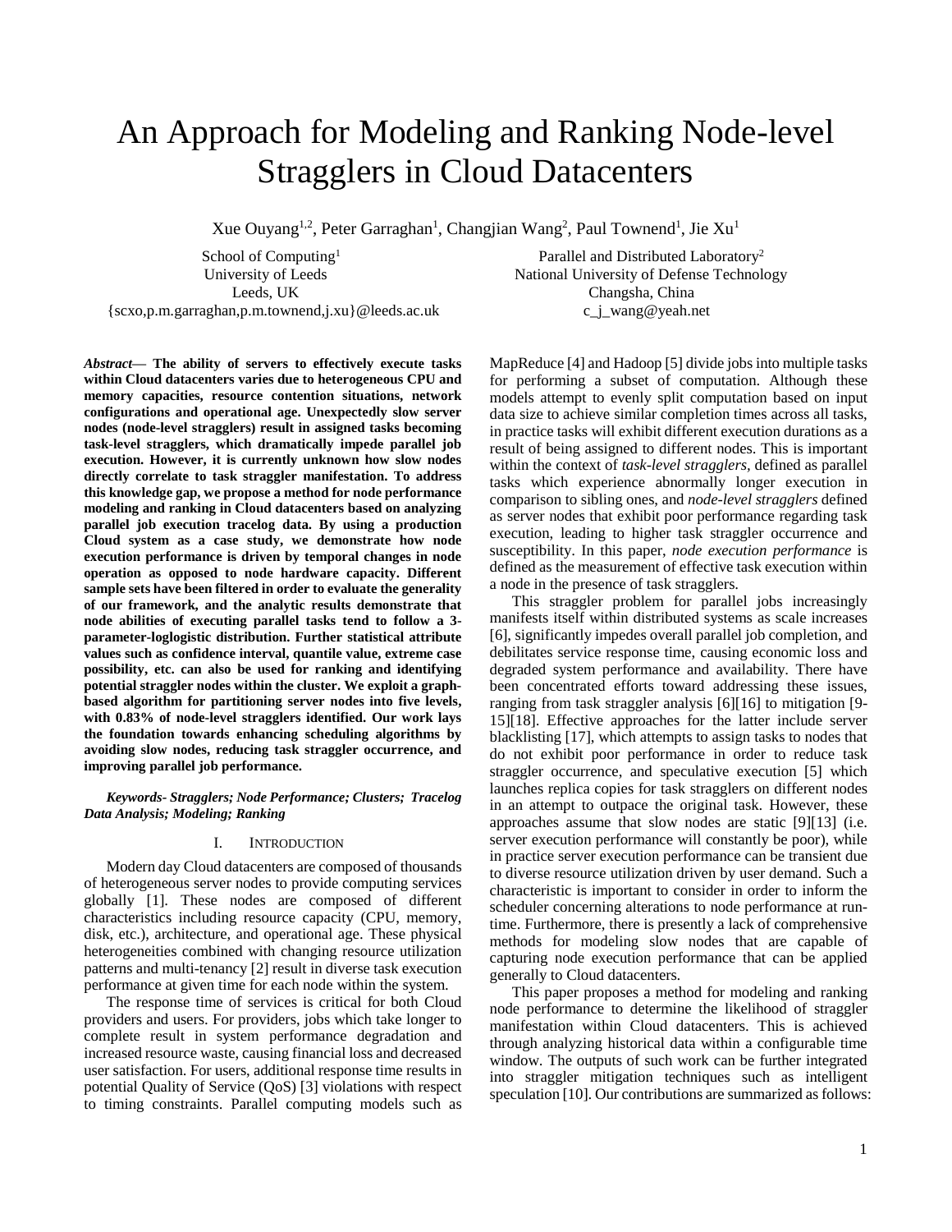# An Approach for Modeling and Ranking Node-level Stragglers in Cloud Datacenters

Xue Ouyang[1,2], Peter Garraghan[1], Changjian Wang[2], Paul Townend[1], Jie Xu[1]

School of Computing[1]
University of Leeds
Leeds, UK
{scxo,p.m.garraghan,p.m.townend,j.xu}@leeds.ac.uk

Parallel and Distributed Laboratory[2]
National University of Defense Technology
Changsha, China
c_j_wang@yeah.net

***Abstract*— The ability of servers to effectively execute tasks within Cloud datacenters varies due to heterogeneous CPU and memory capacities, resource contention situations, network configurations and operational age. Unexpectedly slow server nodes (node-level stragglers) result in assigned tasks becoming task-level stragglers, which dramatically impede parallel job execution. However, it is currently unknown how slow nodes directly correlate to task straggler manifestation. To address this knowledge gap, we propose a method for node performance modeling and ranking in Cloud datacenters based on analyzing parallel job execution tracelog data. By using a production Cloud system as a case study, we demonstrate how node execution performance is driven by temporal changes in node operation as opposed to node hardware capacity. Different sample sets have been filtered in order to evaluate the generality of our framework, and the analytic results demonstrate that node abilities of executing parallel tasks tend to follow a 3-parameter-loglogistic distribution. Further statistical attribute values such as confidence interval, quantile value, extreme case possibility, etc. can also be used for ranking and identifying potential straggler nodes within the cluster. We exploit a graph-based algorithm for partitioning server nodes into five levels, with 0.83% of node-level stragglers identified. Our work lays the foundation towards enhancing scheduling algorithms by avoiding slow nodes, reducing task straggler occurrence, and improving parallel job performance.**

***Keywords- Stragglers; Node Performance; Clusters; Tracelog Data Analysis; Modeling; Ranking***

## I. INTRODUCTION

Modern day Cloud datacenters are composed of thousands of heterogeneous server nodes to provide computing services globally [1]. These nodes are composed of different characteristics including resource capacity (CPU, memory, disk, etc.), architecture, and operational age. These physical heterogeneities combined with changing resource utilization patterns and multi-tenancy [2] result in diverse task execution performance at given time for each node within the system.

The response time of services is critical for both Cloud providers and users. For providers, jobs which take longer to complete result in system performance degradation and increased resource waste, causing financial loss and decreased user satisfaction. For users, additional response time results in potential Quality of Service (QoS) [3] violations with respect to timing constraints. Parallel computing models such as MapReduce [4] and Hadoop [5] divide jobs into multiple tasks for performing a subset of computation. Although these models attempt to evenly split computation based on input data size to achieve similar completion times across all tasks, in practice tasks will exhibit different execution durations as a result of being assigned to different nodes. This is important within the context of *task-level stragglers*, defined as parallel tasks which experience abnormally longer execution in comparison to sibling ones, and *node-level stragglers* defined as server nodes that exhibit poor performance regarding task execution, leading to higher task straggler occurrence and susceptibility. In this paper, *node execution performance* is defined as the measurement of effective task execution within a node in the presence of task stragglers.

This straggler problem for parallel jobs increasingly manifests itself within distributed systems as scale increases [6], significantly impedes overall parallel job completion, and debilitates service response time, causing economic loss and degraded system performance and availability. There have been concentrated efforts toward addressing these issues, ranging from task straggler analysis [6][16] to mitigation [9-15][18]. Effective approaches for the latter include server blacklisting [17], which attempts to assign tasks to nodes that do not exhibit poor performance in order to reduce task straggler occurrence, and speculative execution [5] which launches replica copies for task stragglers on different nodes in an attempt to outpace the original task. However, these approaches assume that slow nodes are static [9][13] (i.e. server execution performance will constantly be poor), while in practice server execution performance can be transient due to diverse resource utilization driven by user demand. Such a characteristic is important to consider in order to inform the scheduler concerning alterations to node performance at run-time. Furthermore, there is presently a lack of comprehensive methods for modeling slow nodes that are capable of capturing node execution performance that can be applied generally to Cloud datacenters.

This paper proposes a method for modeling and ranking node performance to determine the likelihood of straggler manifestation within Cloud datacenters. This is achieved through analyzing historical data within a configurable time window. The outputs of such work can be further integrated into straggler mitigation techniques such as intelligent speculation [10]. Our contributions are summarized as follows: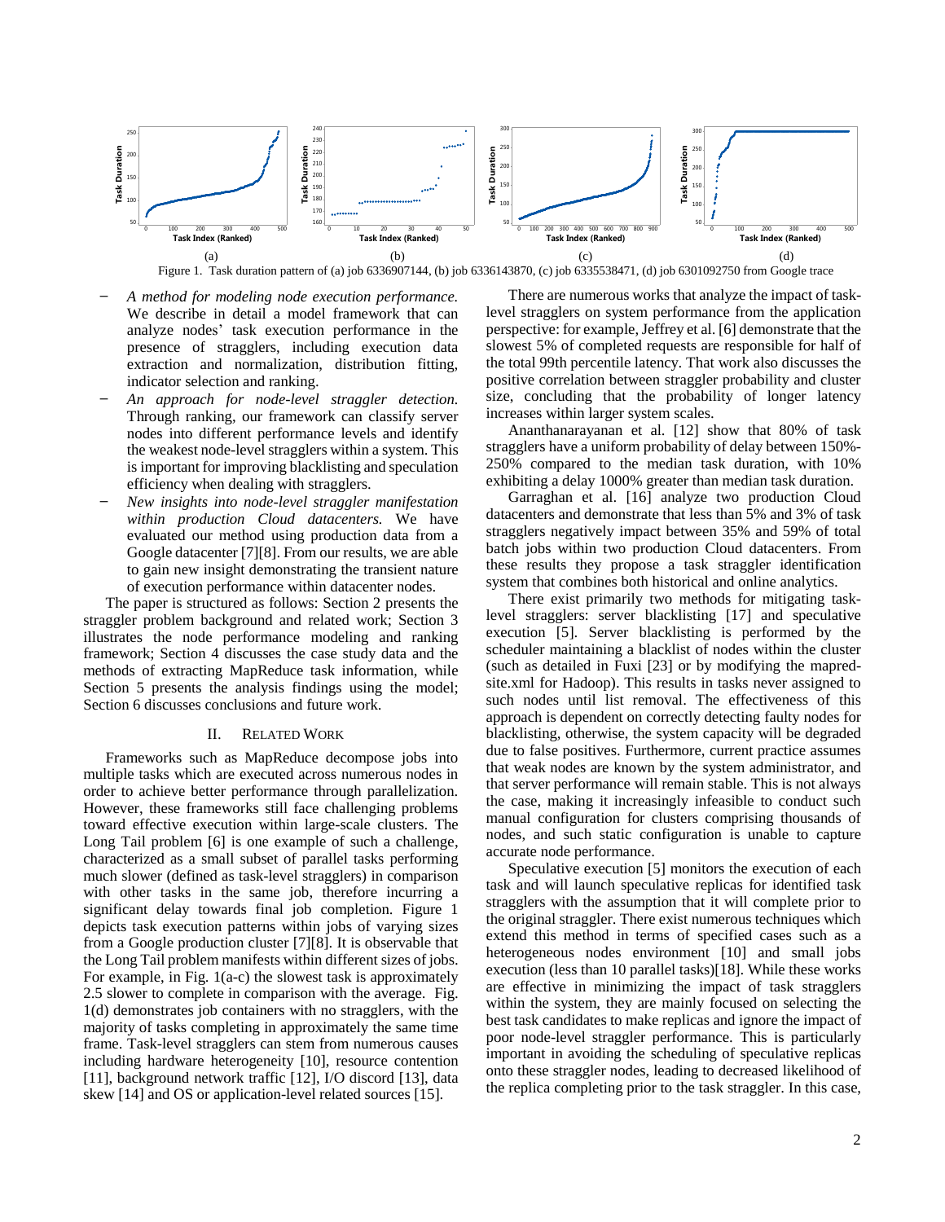Figure 1. Task duration pattern of (a) job 6336907144, (b) job 6336143870, (c) job 6335538471, (d) job 6301092750 from Google trace

- *A method for modeling node execution performance.* We describe in detail a model framework that can analyze nodes' task execution performance in the presence of stragglers, including execution data extraction and normalization, distribution fitting, indicator selection and ranking.
- *An approach for node-level straggler detection.* Through ranking, our framework can classify server nodes into different performance levels and identify the weakest node-level stragglers within a system. This is important for improving blacklisting and speculation efficiency when dealing with stragglers.
- *New insights into node-level straggler manifestation within production Cloud datacenters.* We have evaluated our method using production data from a Google datacenter [7][8]. From our results, we are able to gain new insight demonstrating the transient nature of execution performance within datacenter nodes.

The paper is structured as follows: Section 2 presents the straggler problem background and related work; Section 3 illustrates the node performance modeling and ranking framework; Section 4 discusses the case study data and the methods of extracting MapReduce task information, while Section 5 presents the analysis findings using the model; Section 6 discusses conclusions and future work.

## II. Related Work

Frameworks such as MapReduce decompose jobs into multiple tasks which are executed across numerous nodes in order to achieve better performance through parallelization. However, these frameworks still face challenging problems toward effective execution within large-scale clusters. The Long Tail problem [6] is one example of such a challenge, characterized as a small subset of parallel tasks performing much slower (defined as task-level stragglers) in comparison with other tasks in the same job, therefore incurring a significant delay towards final job completion. Figure 1 depicts task execution patterns within jobs of varying sizes from a Google production cluster [7][8]. It is observable that the Long Tail problem manifests within different sizes of jobs. For example, in Fig. 1(a-c) the slowest task is approximately 2.5 slower to complete in comparison with the average. Fig. 1(d) demonstrates job containers with no stragglers, with the majority of tasks completing in approximately the same time frame. Task-level stragglers can stem from numerous causes including hardware heterogeneity [10], resource contention [11], background network traffic [12], I/O discord [13], data skew [14] and OS or application-level related sources [15].

There are numerous works that analyze the impact of task-level stragglers on system performance from the application perspective: for example, Jeffrey et al. [6] demonstrate that the slowest 5% of completed requests are responsible for half of the total 99th percentile latency. That work also discusses the positive correlation between straggler probability and cluster size, concluding that the probability of longer latency increases within larger system scales.

Ananthanarayanan et al. [12] show that 80% of task stragglers have a uniform probability of delay between 150%-250% compared to the median task duration, with 10% exhibiting a delay 1000% greater than median task duration.

Garraghan et al. [16] analyze two production Cloud datacenters and demonstrate that less than 5% and 3% of task stragglers negatively impact between 35% and 59% of total batch jobs within two production Cloud datacenters. From these results they propose a task straggler identification system that combines both historical and online analytics.

There exist primarily two methods for mitigating task-level stragglers: server blacklisting [17] and speculative execution [5]. Server blacklisting is performed by the scheduler maintaining a blacklist of nodes within the cluster (such as detailed in Fuxi [23] or by modifying the mapred-site.xml for Hadoop). This results in tasks never assigned to such nodes until list removal. The effectiveness of this approach is dependent on correctly detecting faulty nodes for blacklisting, otherwise, the system capacity will be degraded due to false positives. Furthermore, current practice assumes that weak nodes are known by the system administrator, and that server performance will remain stable. This is not always the case, making it increasingly infeasible to conduct such manual configuration for clusters comprising thousands of nodes, and such static configuration is unable to capture accurate node performance.

Speculative execution [5] monitors the execution of each task and will launch speculative replicas for identified task stragglers with the assumption that it will complete prior to the original straggler. There exist numerous techniques which extend this method in terms of specified cases such as a heterogeneous nodes environment [10] and small jobs execution (less than 10 parallel tasks)[18]. While these works are effective in minimizing the impact of task stragglers within the system, they are mainly focused on selecting the best task candidates to make replicas and ignore the impact of poor node-level straggler performance. This is particularly important in avoiding the scheduling of speculative replicas onto these straggler nodes, leading to decreased likelihood of the replica completing prior to the task straggler. In this case,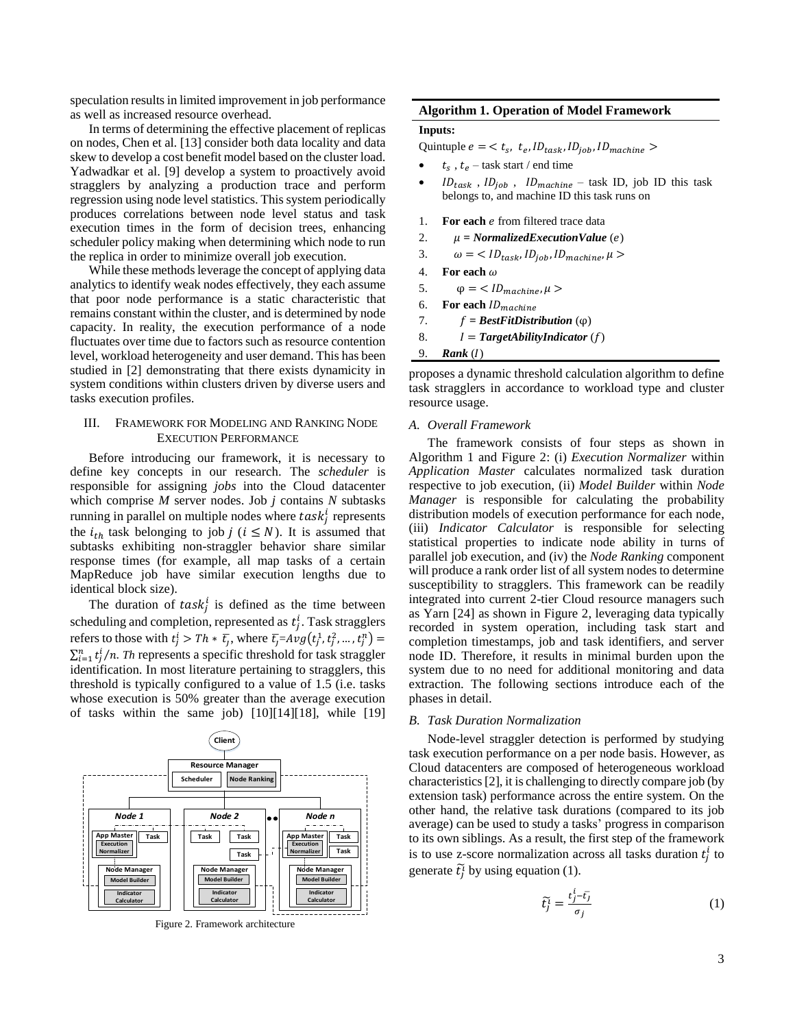speculation results in limited improvement in job performance as well as increased resource overhead.

In terms of determining the effective placement of replicas on nodes, Chen et al. [13] consider both data locality and data skew to develop a cost benefit model based on the cluster load. Yadwadkar et al. [9] develop a system to proactively avoid stragglers by analyzing a production trace and perform regression using node level statistics. This system periodically produces correlations between node level status and task execution times in the form of decision trees, enhancing scheduler policy making when determining which node to run the replica in order to minimize overall job execution.

While these methods leverage the concept of applying data analytics to identify weak nodes effectively, they each assume that poor node performance is a static characteristic that remains constant within the cluster, and is determined by node capacity. In reality, the execution performance of a node fluctuates over time due to factors such as resource contention level, workload heterogeneity and user demand. This has been studied in [2] demonstrating that there exists dynamicity in system conditions within clusters driven by diverse users and tasks execution profiles.

## III. Framework for Modeling and Ranking Node Execution Performance

Before introducing our framework, it is necessary to define key concepts in our research. The *scheduler* is responsible for assigning *jobs* into the Cloud datacenter which comprise *M* server nodes. Job *j* contains *N* subtasks running in parallel on multiple nodes where $task_j^i$ represents the $i_{th}$ task belonging to job *j* ($i \leq N$). It is assumed that subtasks exhibiting non-straggler behavior share similar response times (for example, all map tasks of a certain MapReduce job have similar execution lengths due to identical block size).

The duration of $task_j^i$ is defined as the time between scheduling and completion, represented as $t_j^i$. Task stragglers refers to those with $t_j^i > Th * \bar{t_j}$, where $\bar{t_j}=Avg(t_j^1, t_j^2, \ldots, t_j^n) = \sum_{i=1}^{n} t_j^i / n$. *Th* represents a specific threshold for task straggler identification. In most literature pertaining to stragglers, this threshold is typically configured to a value of 1.5 (i.e. tasks whose execution is 50% greater than the average execution of tasks within the same job) [10][14][18], while [19]

Figure 2. Framework architecture

**Algorithm 1. Operation of Model Framework**

**Inputs:**

Quintuple $e = < t_s,\ t_e, ID_{task}, ID_{job}, ID_{machine} >$

- $t_s$ , $t_e$ – task start / end time
- $ID_{task}$ , $ID_{job}$ , $ID_{machine}$ – task ID, job ID this task belongs to, and machine ID this task runs on

1. **For each** *e* from filtered trace data
2. $\mu$ = ***NormalizedExecutionValue*** (*e*)
3. $\omega = < ID_{task}, ID_{job}, ID_{machine}, \mu >$
4. **For each** $\omega$
5. $\varphi = < ID_{machine}, \mu >$
6. **For each** $ID_{machine}$
7. $f$ = ***BestFitDistribution*** ($\varphi$)
8. $I$ = ***TargetAbilityIndicator*** ($f$)
9. ***Rank*** ($I$)

proposes a dynamic threshold calculation algorithm to define task stragglers in accordance to workload type and cluster resource usage.

### A. Overall Framework

The framework consists of four steps as shown in Algorithm 1 and Figure 2: (i) *Execution Normalizer* within *Application Master* calculates normalized task duration respective to job execution, (ii) *Model Builder* within *Node Manager* is responsible for calculating the probability distribution models of execution performance for each node, (iii) *Indicator Calculator* is responsible for selecting statistical properties to indicate node ability in turns of parallel job execution, and (iv) the *Node Ranking* component will produce a rank order list of all system nodes to determine susceptibility to stragglers. This framework can be readily integrated into current 2-tier Cloud resource managers such as Yarn [24] as shown in Figure 2, leveraging data typically recorded in system operation, including task start and completion timestamps, job and task identifiers, and server node ID. Therefore, it results in minimal burden upon the system due to no need for additional monitoring and data extraction. The following sections introduce each of the phases in detail.

### B. Task Duration Normalization

Node-level straggler detection is performed by studying task execution performance on a per node basis. However, as Cloud datacenters are composed of heterogeneous workload characteristics [2], it is challenging to directly compare job (by extension task) performance across the entire system. On the other hand, the relative task durations (compared to its job average) can be used to study a tasks' progress in comparison to its own siblings. As a result, the first step of the framework is to use z-score normalization across all tasks duration $t_j^i$ to generate $\widetilde{t_j^i}$ by using equation (1).

$$\widetilde{t_j^i} = \frac{t_j^i - \bar{t_j}}{\sigma_j} \tag{1}$$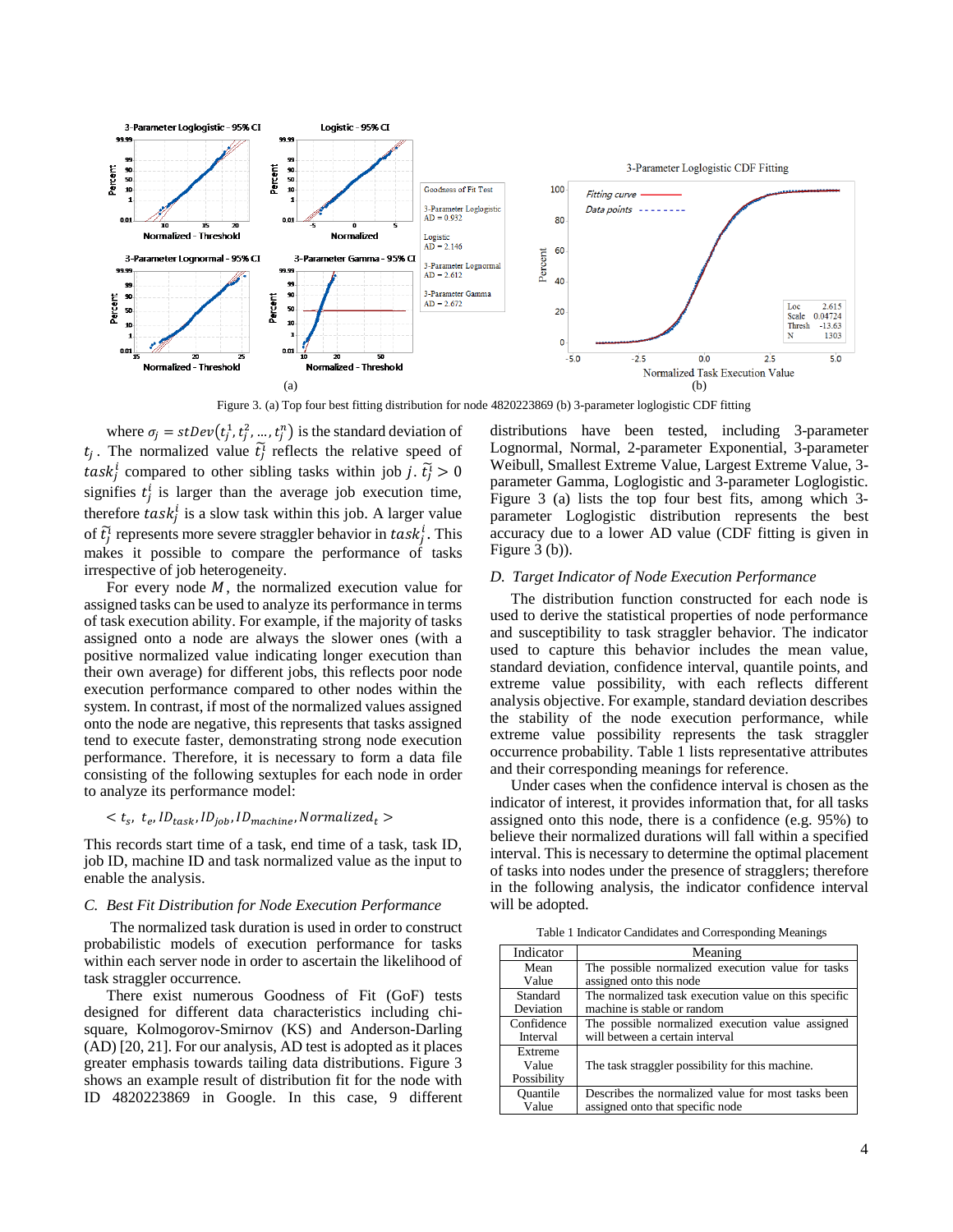Figure 3. (a) Top four best fitting distribution for node 4820223869 (b) 3-parameter loglogistic CDF fitting

where $\sigma_j = stDev(t_j^1, t_j^2, \ldots, t_j^n)$ is the standard deviation of $t_j$. The normalized value $\tilde{t}_j^i$ reflects the relative speed of $task_j^i$ compared to other sibling tasks within job $j$. $\tilde{t}_j^i > 0$ signifies $t_j^i$ is larger than the average job execution time, therefore $task_j^i$ is a slow task within this job. A larger value of $\tilde{t}_j^i$ represents more severe straggler behavior in $task_j^i$. This makes it possible to compare the performance of tasks irrespective of job heterogeneity.

For every node $M$, the normalized execution value for assigned tasks can be used to analyze its performance in terms of task execution ability. For example, if the majority of tasks assigned onto a node are always the slower ones (with a positive normalized value indicating longer execution than their own average) for different jobs, this reflects poor node execution performance compared to other nodes within the system. In contrast, if most of the normalized values assigned onto the node are negative, this represents that tasks assigned tend to execute faster, demonstrating strong node execution performance. Therefore, it is necessary to form a data file consisting of the following sextuples for each node in order to analyze its performance model:

$$< t_s,\ t_e, ID_{task}, ID_{job}, ID_{machine}, Normalized_t >$$

This records start time of a task, end time of a task, task ID, job ID, machine ID and task normalized value as the input to enable the analysis.

### C. Best Fit Distribution for Node Execution Performance

The normalized task duration is used in order to construct probabilistic models of execution performance for tasks within each server node in order to ascertain the likelihood of task straggler occurrence.

There exist numerous Goodness of Fit (GoF) tests designed for different data characteristics including chi-square, Kolmogorov-Smirnov (KS) and Anderson-Darling (AD) [20, 21]. For our analysis, AD test is adopted as it places greater emphasis towards tailing data distributions. Figure 3 shows an example result of distribution fit for the node with ID 4820223869 in Google. In this case, 9 different distributions have been tested, including 3-parameter Lognormal, Normal, 2-parameter Exponential, 3-parameter Weibull, Smallest Extreme Value, Largest Extreme Value, 3-parameter Gamma, Loglogistic and 3-parameter Loglogistic. Figure 3 (a) lists the top four best fits, among which 3-parameter Loglogistic distribution represents the best accuracy due to a lower AD value (CDF fitting is given in Figure 3 (b)).

### D. Target Indicator of Node Execution Performance

The distribution function constructed for each node is used to derive the statistical properties of node performance and susceptibility to task straggler behavior. The indicator used to capture this behavior includes the mean value, standard deviation, confidence interval, quantile points, and extreme value possibility, with each reflects different analysis objective. For example, standard deviation describes the stability of the node execution performance, while extreme value possibility represents the task straggler occurrence probability. Table 1 lists representative attributes and their corresponding meanings for reference.

Under cases when the confidence interval is chosen as the indicator of interest, it provides information that, for all tasks assigned onto this node, there is a confidence (e.g. 95%) to believe their normalized durations will fall within a specified interval. This is necessary to determine the optimal placement of tasks into nodes under the presence of stragglers; therefore in the following analysis, the indicator confidence interval will be adopted.

Table 1 Indicator Candidates and Corresponding Meanings

| Indicator | Meaning |
|---|---|
| Mean Value | The possible normalized execution value for tasks assigned onto this node |
| Standard Deviation | The normalized task execution value on this specific machine is stable or random |
| Confidence Interval | The possible normalized execution value assigned will between a certain interval |
| Extreme Value Possibility | The task straggler possibility for this machine. |
| Quantile Value | Describes the normalized value for most tasks been assigned onto that specific node |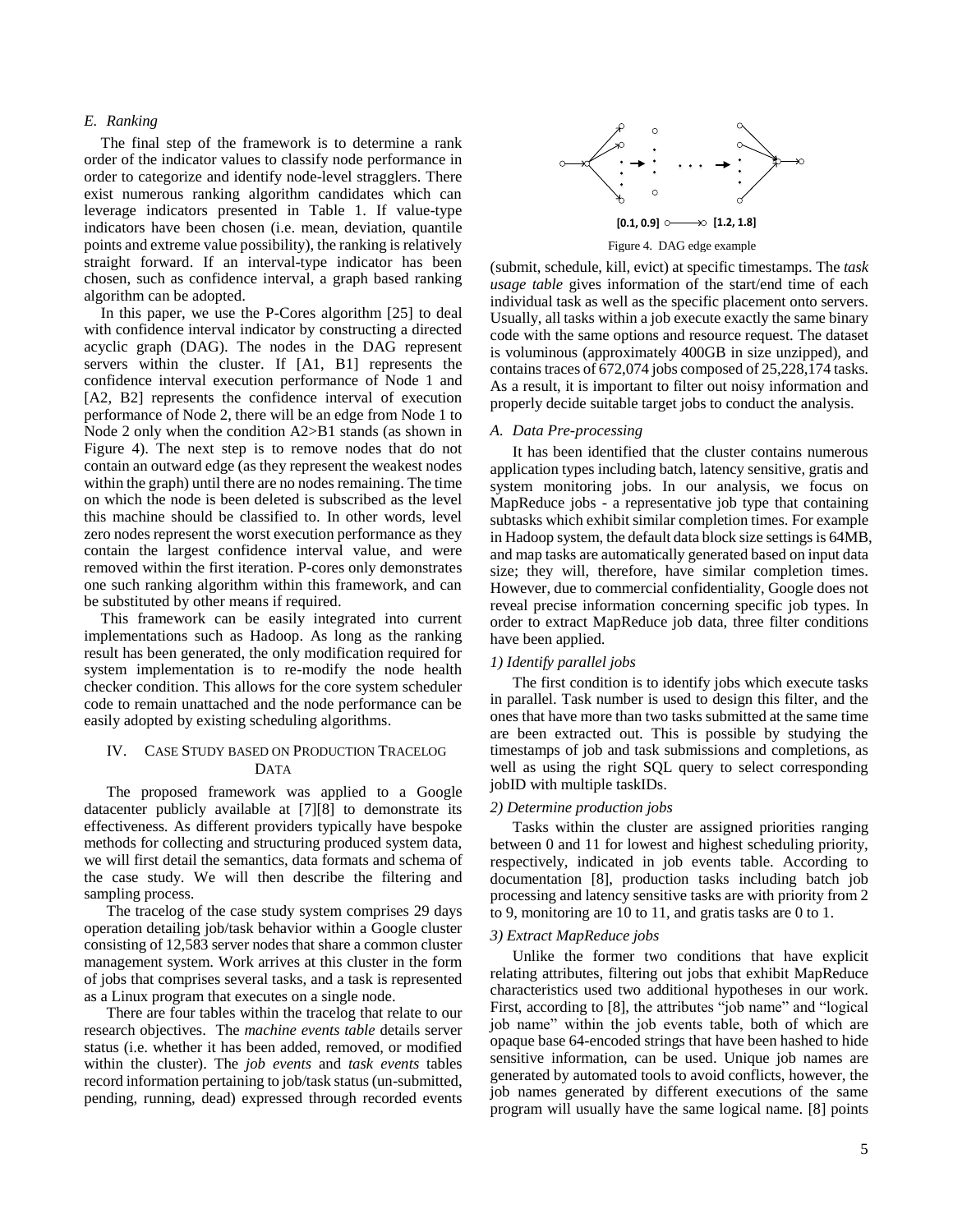### E. Ranking

The final step of the framework is to determine a rank order of the indicator values to classify node performance in order to categorize and identify node-level stragglers. There exist numerous ranking algorithm candidates which can leverage indicators presented in Table 1. If value-type indicators have been chosen (i.e. mean, deviation, quantile points and extreme value possibility), the ranking is relatively straight forward. If an interval-type indicator has been chosen, such as confidence interval, a graph based ranking algorithm can be adopted.

In this paper, we use the P-Cores algorithm [25] to deal with confidence interval indicator by constructing a directed acyclic graph (DAG). The nodes in the DAG represent servers within the cluster. If [A1, B1] represents the confidence interval execution performance of Node 1 and [A2, B2] represents the confidence interval of execution performance of Node 2, there will be an edge from Node 1 to Node 2 only when the condition A2>B1 stands (as shown in Figure 4). The next step is to remove nodes that do not contain an outward edge (as they represent the weakest nodes within the graph) until there are no nodes remaining. The time on which the node is been deleted is subscribed as the level this machine should be classified to. In other words, level zero nodes represent the worst execution performance as they contain the largest confidence interval value, and were removed within the first iteration. P-cores only demonstrates one such ranking algorithm within this framework, and can be substituted by other means if required.

This framework can be easily integrated into current implementations such as Hadoop. As long as the ranking result has been generated, the only modification required for system implementation is to re-modify the node health checker condition. This allows for the core system scheduler code to remain unattached and the node performance can be easily adopted by existing scheduling algorithms.

## IV. Case Study based on Production Tracelog Data

The proposed framework was applied to a Google datacenter publicly available at [7][8] to demonstrate its effectiveness. As different providers typically have bespoke methods for collecting and structuring produced system data, we will first detail the semantics, data formats and schema of the case study. We will then describe the filtering and sampling process.

The tracelog of the case study system comprises 29 days operation detailing job/task behavior within a Google cluster consisting of 12,583 server nodes that share a common cluster management system. Work arrives at this cluster in the form of jobs that comprises several tasks, and a task is represented as a Linux program that executes on a single node.

There are four tables within the tracelog that relate to our research objectives. The *machine events table* details server status (i.e. whether it has been added, removed, or modified within the cluster). The *job events* and *task events* tables record information pertaining to job/task status (un-submitted, pending, running, dead) expressed through recorded events

[0.1, 0.9] → [1.2, 1.8]

Figure 4. DAG edge example

(submit, schedule, kill, evict) at specific timestamps. The *task usage table* gives information of the start/end time of each individual task as well as the specific placement onto servers. Usually, all tasks within a job execute exactly the same binary code with the same options and resource request. The dataset is voluminous (approximately 400GB in size unzipped), and contains traces of 672,074 jobs composed of 25,228,174 tasks. As a result, it is important to filter out noisy information and properly decide suitable target jobs to conduct the analysis.

### A. Data Pre-processing

It has been identified that the cluster contains numerous application types including batch, latency sensitive, gratis and system monitoring jobs. In our analysis, we focus on MapReduce jobs - a representative job type that containing subtasks which exhibit similar completion times. For example in Hadoop system, the default data block size settings is 64MB, and map tasks are automatically generated based on input data size; they will, therefore, have similar completion times. However, due to commercial confidentiality, Google does not reveal precise information concerning specific job types. In order to extract MapReduce job data, three filter conditions have been applied.

#### 1) Identify parallel jobs

The first condition is to identify jobs which execute tasks in parallel. Task number is used to design this filter, and the ones that have more than two tasks submitted at the same time are been extracted out. This is possible by studying the timestamps of job and task submissions and completions, as well as using the right SQL query to select corresponding jobID with multiple taskIDs.

#### 2) Determine production jobs

Tasks within the cluster are assigned priorities ranging between 0 and 11 for lowest and highest scheduling priority, respectively, indicated in job events table. According to documentation [8], production tasks including batch job processing and latency sensitive tasks are with priority from 2 to 9, monitoring are 10 to 11, and gratis tasks are 0 to 1.

#### 3) Extract MapReduce jobs

Unlike the former two conditions that have explicit relating attributes, filtering out jobs that exhibit MapReduce characteristics used two additional hypotheses in our work. First, according to [8], the attributes "job name" and "logical job name" within the job events table, both of which are opaque base 64-encoded strings that have been hashed to hide sensitive information, can be used. Unique job names are generated by automated tools to avoid conflicts, however, the job names generated by different executions of the same program will usually have the same logical name. [8] points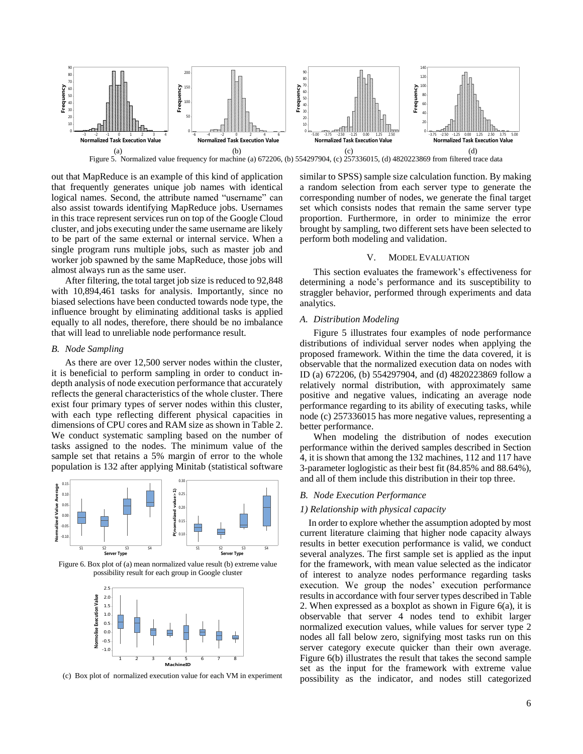Figure 5. Normalized value frequency for machine (a) 672206, (b) 554297904, (c) 257336015, (d) 4820223869 from filtered trace data

out that MapReduce is an example of this kind of application that frequently generates unique job names with identical logical names. Second, the attribute named "username" can also assist towards identifying MapReduce jobs. Usernames in this trace represent services run on top of the Google Cloud cluster, and jobs executing under the same username are likely to be part of the same external or internal service. When a single program runs multiple jobs, such as master job and worker job spawned by the same MapReduce, those jobs will almost always run as the same user.

After filtering, the total target job size is reduced to 92,848 with 10,894,461 tasks for analysis. Importantly, since no biased selections have been conducted towards node type, the influence brought by eliminating additional tasks is applied equally to all nodes, therefore, there should be no imbalance that will lead to unreliable node performance result.

### *B. Node Sampling*

As there are over 12,500 server nodes within the cluster, it is beneficial to perform sampling in order to conduct in-depth analysis of node execution performance that accurately reflects the general characteristics of the whole cluster. There exist four primary types of server nodes within this cluster, with each type reflecting different physical capacities in dimensions of CPU cores and RAM size as shown in Table 2. We conduct systematic sampling based on the number of tasks assigned to the nodes. The minimum value of the sample set that retains a 5% margin of error to the whole population is 132 after applying Minitab (statistical software similar to SPSS) sample size calculation function. By making a random selection from each server type to generate the corresponding number of nodes, we generate the final target set which consists nodes that remain the same server type proportion. Furthermore, in order to minimize the error brought by sampling, two different sets have been selected to perform both modeling and validation.

Figure 6. Box plot of (a) mean normalized value result (b) extreme value possibility result for each group in Google cluster

(c) Box plot of normalized execution value for each VM in experiment

## V. Model Evaluation

This section evaluates the framework's effectiveness for determining a node's performance and its susceptibility to straggler behavior, performed through experiments and data analytics.

### *A. Distribution Modeling*

Figure 5 illustrates four examples of node performance distributions of individual server nodes when applying the proposed framework. Within the time the data covered, it is observable that the normalized execution data on nodes with ID (a) 672206, (b) 554297904, and (d) 4820223869 follow a relatively normal distribution, with approximately same positive and negative values, indicating an average node performance regarding to its ability of executing tasks, while node (c) 257336015 has more negative values, representing a better performance.

When modeling the distribution of nodes execution performance within the derived samples described in Section 4, it is shown that among the 132 machines, 112 and 117 have 3-parameter loglogistic as their best fit (84.85% and 88.64%), and all of them include this distribution in their top three.

### *B. Node Execution Performance*

#### *1) Relationship with physical capacity*

In order to explore whether the assumption adopted by most current literature claiming that higher node capacity always results in better execution performance is valid, we conduct several analyzes. The first sample set is applied as the input for the framework, with mean value selected as the indicator of interest to analyze nodes performance regarding tasks execution. We group the nodes' execution performance results in accordance with four server types described in Table 2. When expressed as a boxplot as shown in Figure 6(a), it is observable that server 4 nodes tend to exhibit larger normalized execution values, while values for server type 2 nodes all fall below zero, signifying most tasks run on this server category execute quicker than their own average. Figure 6(b) illustrates the result that takes the second sample set as the input for the framework with extreme value possibility as the indicator, and nodes still categorized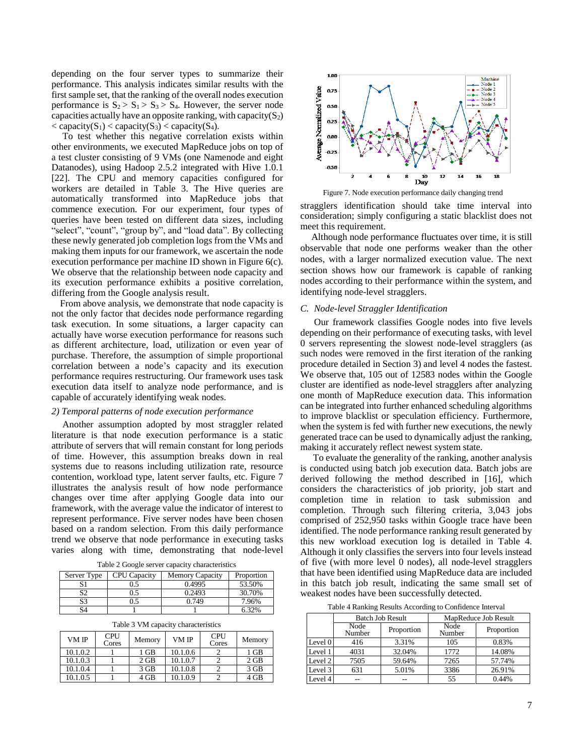depending on the four server types to summarize their performance. This analysis indicates similar results with the first sample set, that the ranking of the overall nodes execution performance is $S_2 > S_1 > S_3 > S_4$. However, the server node capacities actually have an opposite ranking, with capacity($S_2$) < capacity($S_1$) < capacity($S_3$) < capacity($S_4$).

To test whether this negative correlation exists within other environments, we executed MapReduce jobs on top of a test cluster consisting of 9 VMs (one Namenode and eight Datanodes), using Hadoop 2.5.2 integrated with Hive 1.0.1 [22]. The CPU and memory capacities configured for workers are detailed in Table 3. The Hive queries are automatically transformed into MapReduce jobs that commence execution. For our experiment, four types of queries have been tested on different data sizes, including "select", "count", "group by", and "load data". By collecting these newly generated job completion logs from the VMs and making them inputs for our framework, we ascertain the node execution performance per machine ID shown in Figure 6(c). We observe that the relationship between node capacity and its execution performance exhibits a positive correlation, differing from the Google analysis result.

From above analysis, we demonstrate that node capacity is not the only factor that decides node performance regarding task execution. In some situations, a larger capacity can actually have worse execution performance for reasons such as different architecture, load, utilization or even year of purchase. Therefore, the assumption of simple proportional correlation between a node's capacity and its execution performance requires restructuring. Our framework uses task execution data itself to analyze node performance, and is capable of accurately identifying weak nodes.

### 2) Temporal patterns of node execution performance

Another assumption adopted by most straggler related literature is that node execution performance is a static attribute of servers that will remain constant for long periods of time. However, this assumption breaks down in real systems due to reasons including utilization rate, resource contention, workload type, latent server faults, etc. Figure 7 illustrates the analysis result of how node performance changes over time after applying Google data into our framework, with the average value the indicator of interest to represent performance. Five server nodes have been chosen based on a random selection. From this daily performance trend we observe that node performance in executing tasks varies along with time, demonstrating that node-level stragglers identification should take time interval into consideration; simply configuring a static blacklist does not meet this requirement.

Table 2 Google server capacity characteristics

| Server Type | CPU Capacity | Memory Capacity | Proportion |
|---|---|---|---|
| S1 | 0.5 | 0.4995 | 53.50% |
| S2 | 0.5 | 0.2493 | 30.70% |
| S3 | 0.5 | 0.749 | 7.96% |
| S4 | 1 | 1 | 6.32% |

Table 3 VM capacity characteristics

| VM IP | CPU Cores | Memory | VM IP | CPU Cores | Memory |
|---|---|---|---|---|---|
| 10.1.0.2 | 1 | 1 GB | 10.1.0.6 | 2 | 1 GB |
| 10.1.0.3 | 1 | 2 GB | 10.1.0.7 | 2 | 2 GB |
| 10.1.0.4 | 1 | 3 GB | 10.1.0.8 | 2 | 3 GB |
| 10.1.0.5 | 1 | 4 GB | 10.1.0.9 | 2 | 4 GB |

Figure 7. Node execution performance daily changing trend

Although node performance fluctuates over time, it is still observable that node one performs weaker than the other nodes, with a larger normalized execution value. The next section shows how our framework is capable of ranking nodes according to their performance within the system, and identifying node-level stragglers.

### C. Node-level Straggler Identification

Our framework classifies Google nodes into five levels depending on their performance of executing tasks, with level 0 servers representing the slowest node-level stragglers (as such nodes were removed in the first iteration of the ranking procedure detailed in Section 3) and level 4 nodes the fastest. We observe that, 105 out of 12583 nodes within the Google cluster are identified as node-level stragglers after analyzing one month of MapReduce execution data. This information can be integrated into further enhanced scheduling algorithms to improve blacklist or speculation efficiency. Furthermore, when the system is fed with further new executions, the newly generated trace can be used to dynamically adjust the ranking, making it accurately reflect newest system state.

To evaluate the generality of the ranking, another analysis is conducted using batch job execution data. Batch jobs are derived following the method described in [16], which considers the characteristics of job priority, job start and completion time in relation to task submission and completion. Through such filtering criteria, 3,043 jobs comprised of 252,950 tasks within Google trace have been identified. The node performance ranking result generated by this new workload execution log is detailed in Table 4. Although it only classifies the servers into four levels instead of five (with more level 0 nodes), all node-level stragglers that have been identified using MapReduce data are included in this batch job result, indicating the same small set of weakest nodes have been successfully detected.

Table 4 Ranking Results According to Confidence Interval

| | Batch Job Result | | MapReduce Job Result | |
|---|---|---|---|---|
| | Node Number | Proportion | Node Number | Proportion |
| Level 0 | 416 | 3.31% | 105 | 0.83% |
| Level 1 | 4031 | 32.04% | 1772 | 14.08% |
| Level 2 | 7505 | 59.64% | 7265 | 57.74% |
| Level 3 | 631 | 5.01% | 3386 | 26.91% |
| Level 4 | -- | -- | 55 | 0.44% |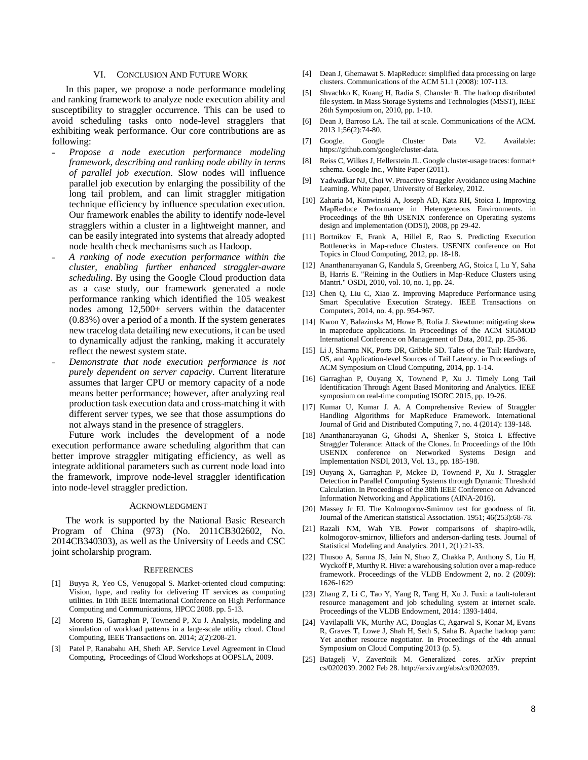## VI. Conclusion And Future Work

In this paper, we propose a node performance modeling and ranking framework to analyze node execution ability and susceptibility to straggler occurrence. This can be used to avoid scheduling tasks onto node-level stragglers that exhibiting weak performance. Our core contributions are as following:

- *Propose a node execution performance modeling framework, describing and ranking node ability in terms of parallel job execution*. Slow nodes will influence parallel job execution by enlarging the possibility of the long tail problem, and can limit straggler mitigation technique efficiency by influence speculation execution. Our framework enables the ability to identify node-level stragglers within a cluster in a lightweight manner, and can be easily integrated into systems that already adopted node health check mechanisms such as Hadoop.
- *A ranking of node execution performance within the cluster, enabling further enhanced straggler-aware scheduling*. By using the Google Cloud production data as a case study, our framework generated a node performance ranking which identified the 105 weakest nodes among 12,500+ servers within the datacenter (0.83%) over a period of a month. If the system generates new tracelog data detailing new executions, it can be used to dynamically adjust the ranking, making it accurately reflect the newest system state.
- *Demonstrate that node execution performance is not purely dependent on server capacity*. Current literature assumes that larger CPU or memory capacity of a node means better performance; however, after analyzing real production task execution data and cross-matching it with different server types, we see that those assumptions do not always stand in the presence of stragglers.

Future work includes the development of a node execution performance aware scheduling algorithm that can better improve straggler mitigating efficiency, as well as integrate additional parameters such as current node load into the framework, improve node-level straggler identification into node-level straggler prediction.

## Acknowledgment

The work is supported by the National Basic Research Program of China (973) (No. 2011CB302602, No. 2014CB340303), as well as the University of Leeds and CSC joint scholarship program.

## References

[1] Buyya R, Yeo CS, Venugopal S. Market-oriented cloud computing: Vision, hype, and reality for delivering IT services as computing utilities. In 10th IEEE International Conference on High Performance Computing and Communications, HPCC 2008. pp. 5-13.

[2] Moreno IS, Garraghan P, Townend P, Xu J. Analysis, modeling and simulation of workload patterns in a large-scale utility cloud. Cloud Computing, IEEE Transactions on. 2014; 2(2):208-21.

[3] Patel P, Ranabahu AH, Sheth AP. Service Level Agreement in Cloud Computing, Proceedings of Cloud Workshops at OOPSLA, 2009.

[4] Dean J, Ghemawat S. MapReduce: simplified data processing on large clusters. Communications of the ACM 51.1 (2008): 107-113.

[5] Shvachko K, Kuang H, Radia S, Chansler R. The hadoop distributed file system. In Mass Storage Systems and Technologies (MSST), IEEE 26th Symposium on, 2010, pp. 1-10.

[6] Dean J, Barroso LA. The tail at scale. Communications of the ACM. 2013 1;56(2):74-80.

[7] Google. Google Cluster Data V2. Available: https://github.com/google/cluster-data.

[8] Reiss C, Wilkes J, Hellerstein JL. Google cluster-usage traces: format+ schema. Google Inc., White Paper (2011).

[9] Yadwadkar NJ, Choi W. Proactive Straggler Avoidance using Machine Learning. White paper, University of Berkeley, 2012.

[10] Zaharia M, Konwinski A, Joseph AD, Katz RH, Stoica I. Improving MapReduce Performance in Heterogeneous Environments. in Proceedings of the 8th USENIX conference on Operating systems design and implementation (ODSI), 2008, pp 29-42.

[11] Bortnikov E, Frank A, Hillel E, Rao S. Predicting Execution Bottlenecks in Map-reduce Clusters. USENIX conference on Hot Topics in Cloud Computing, 2012, pp. 18-18.

[12] Ananthanarayanan G, Kandula S, Greenberg AG, Stoica I, Lu Y, Saha B, Harris E. "Reining in the Outliers in Map-Reduce Clusters using Mantri." OSDI, 2010, vol. 10, no. 1, pp. 24.

[13] Chen Q, Liu C, Xiao Z. Improving Mapreduce Performance using Smart Speculative Execution Strategy. IEEE Transactions on Computers, 2014, no. 4, pp. 954-967.

[14] Kwon Y, Balazinska M, Howe B, Rolia J. Skewtune: mitigating skew in mapreduce applications. In Proceedings of the ACM SIGMOD International Conference on Management of Data, 2012, pp. 25-36.

[15] Li J, Sharma NK, Ports DR, Gribble SD. Tales of the Tail: Hardware, OS, and Application-level Sources of Tail Latency. in Proceedings of ACM Symposium on Cloud Computing, 2014, pp. 1-14.

[16] Garraghan P, Ouyang X, Townend P, Xu J. Timely Long Tail Identification Through Agent Based Monitoring and Analytics. IEEE symposium on real-time computing ISORC 2015, pp. 19-26.

[17] Kumar U, Kumar J. A. A Comprehensive Review of Straggler Handling Algorithms for MapReduce Framework. International Journal of Grid and Distributed Computing 7, no. 4 (2014): 139-148.

[18] Ananthanarayanan G, Ghodsi A, Shenker S, Stoica I. Effective Straggler Tolerance: Attack of the Clones. In Proceedings of the 10th USENIX conference on Networked Systems Design and Implementation NSDI, 2013, Vol. 13., pp. 185-198.

[19] Ouyang X, Garraghan P, Mckee D, Townend P, Xu J. Straggler Detection in Parallel Computing Systems through Dynamic Threshold Calculation. In Proceedings of the 30th IEEE Conference on Advanced Information Networking and Applications (AINA-2016).

[20] Massey Jr FJ. The Kolmogorov-Smirnov test for goodness of fit. Journal of the American statistical Association. 1951; 46(253):68-78.

[21] Razali NM, Wah YB. Power comparisons of shapiro-wilk, kolmogorov-smirnov, lilliefors and anderson-darling tests. Journal of Statistical Modeling and Analytics. 2011, 2(1):21-33.

[22] Thusoo A, Sarma JS, Jain N, Shao Z, Chakka P, Anthony S, Liu H, Wyckoff P, Murthy R. Hive: a warehousing solution over a map-reduce framework. Proceedings of the VLDB Endowment 2, no. 2 (2009): 1626-1629

[23] Zhang Z, Li C, Tao Y, Yang R, Tang H, Xu J. Fuxi: a fault-tolerant resource management and job scheduling system at internet scale. Proceedings of the VLDB Endowment, 2014: 1393-1404.

[24] Vavilapalli VK, Murthy AC, Douglas C, Agarwal S, Konar M, Evans R, Graves T, Lowe J, Shah H, Seth S, Saha B. Apache hadoop yarn: Yet another resource negotiator. In Proceedings of the 4th annual Symposium on Cloud Computing 2013 (p. 5).

[25] Batagelj V, Zaveršnik M. Generalized cores. arXiv preprint cs/0202039. 2002 Feb 28. http://arxiv.org/abs/cs/0202039.